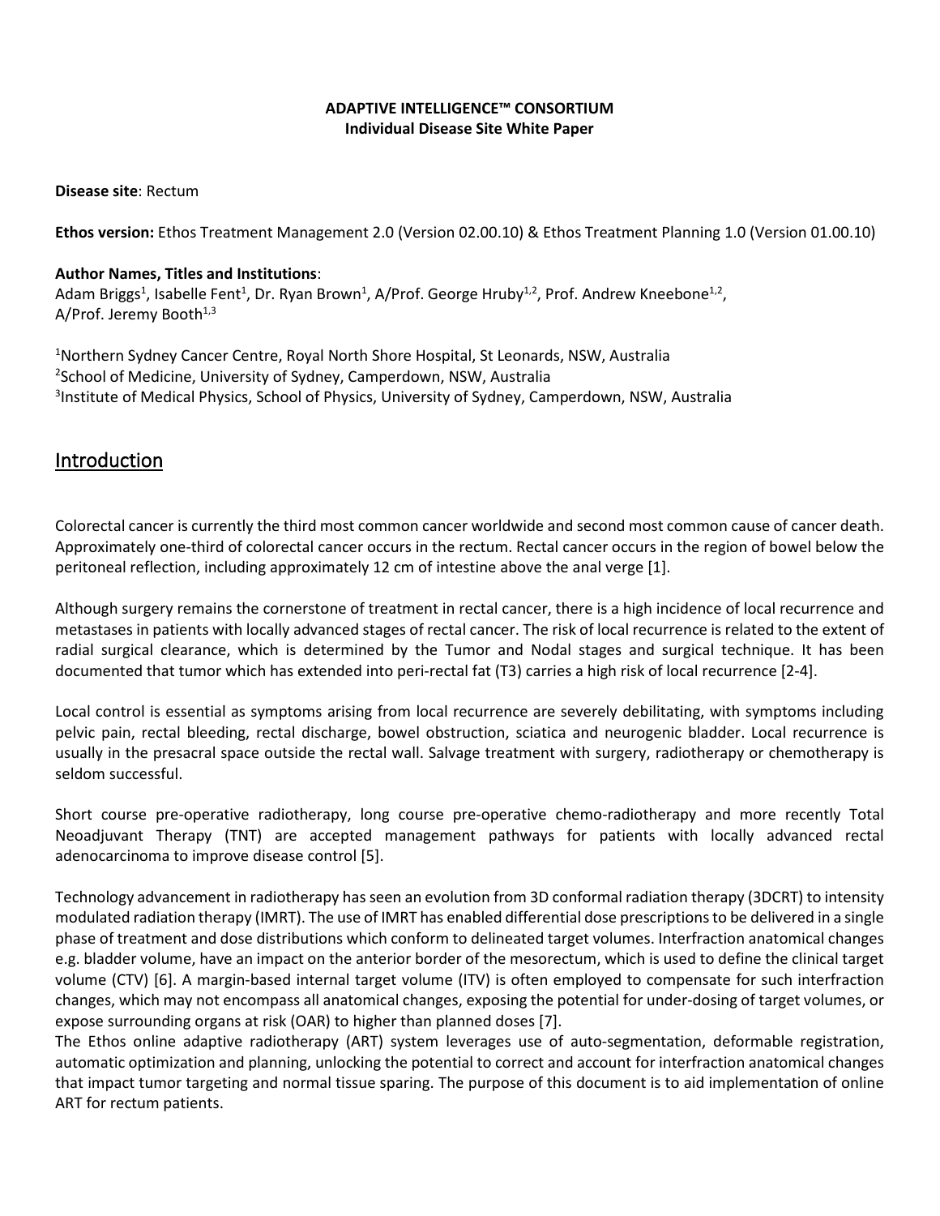**ADAPTIVE INTELLIGENCE™ CONSORTIUM**
**Individual Disease Site White Paper**

**Disease site**: Rectum

**Ethos version:** Ethos Treatment Management 2.0 (Version 02.00.10) & Ethos Treatment Planning 1.0 (Version 01.00.10)

**Author Names, Titles and Institutions**:
Adam Briggs[1], Isabelle Fent[1], Dr. Ryan Brown[1], A/Prof. George Hruby[1,2], Prof. Andrew Kneebone[1,2], A/Prof. Jeremy Booth[1,3]

[1]Northern Sydney Cancer Centre, Royal North Shore Hospital, St Leonards, NSW, Australia
[2]School of Medicine, University of Sydney, Camperdown, NSW, Australia
[3]Institute of Medical Physics, School of Physics, University of Sydney, Camperdown, NSW, Australia

## Introduction

Colorectal cancer is currently the third most common cancer worldwide and second most common cause of cancer death. Approximately one-third of colorectal cancer occurs in the rectum. Rectal cancer occurs in the region of bowel below the peritoneal reflection, including approximately 12 cm of intestine above the anal verge [1].

Although surgery remains the cornerstone of treatment in rectal cancer, there is a high incidence of local recurrence and metastases in patients with locally advanced stages of rectal cancer. The risk of local recurrence is related to the extent of radial surgical clearance, which is determined by the Tumor and Nodal stages and surgical technique. It has been documented that tumor which has extended into peri-rectal fat (T3) carries a high risk of local recurrence [2-4].

Local control is essential as symptoms arising from local recurrence are severely debilitating, with symptoms including pelvic pain, rectal bleeding, rectal discharge, bowel obstruction, sciatica and neurogenic bladder. Local recurrence is usually in the presacral space outside the rectal wall. Salvage treatment with surgery, radiotherapy or chemotherapy is seldom successful.

Short course pre-operative radiotherapy, long course pre-operative chemo-radiotherapy and more recently Total Neoadjuvant Therapy (TNT) are accepted management pathways for patients with locally advanced rectal adenocarcinoma to improve disease control [5].

Technology advancement in radiotherapy has seen an evolution from 3D conformal radiation therapy (3DCRT) to intensity modulated radiation therapy (IMRT). The use of IMRT has enabled differential dose prescriptions to be delivered in a single phase of treatment and dose distributions which conform to delineated target volumes. Interfraction anatomical changes e.g. bladder volume, have an impact on the anterior border of the mesorectum, which is used to define the clinical target volume (CTV) [6]. A margin-based internal target volume (ITV) is often employed to compensate for such interfraction changes, which may not encompass all anatomical changes, exposing the potential for under-dosing of target volumes, or expose surrounding organs at risk (OAR) to higher than planned doses [7].
The Ethos online adaptive radiotherapy (ART) system leverages use of auto-segmentation, deformable registration, automatic optimization and planning, unlocking the potential to correct and account for interfraction anatomical changes that impact tumor targeting and normal tissue sparing. The purpose of this document is to aid implementation of online ART for rectum patients.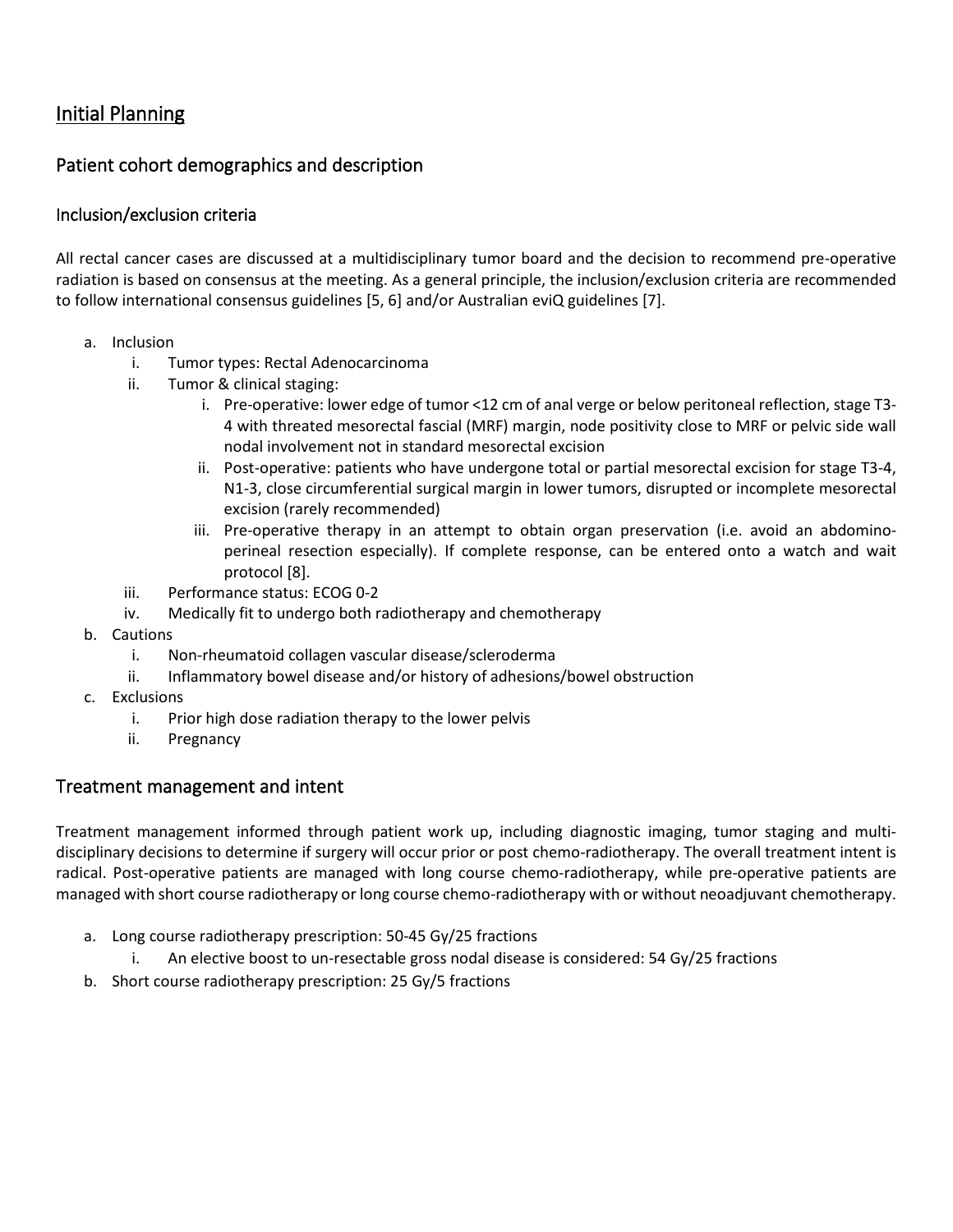## Initial Planning

### Patient cohort demographics and description

#### Inclusion/exclusion criteria

All rectal cancer cases are discussed at a multidisciplinary tumor board and the decision to recommend pre-operative radiation is based on consensus at the meeting. As a general principle, the inclusion/exclusion criteria are recommended to follow international consensus guidelines [5, 6] and/or Australian eviQ guidelines [7].

a. Inclusion
   i. Tumor types: Rectal Adenocarcinoma
   ii. Tumor & clinical staging:
      i. Pre-operative: lower edge of tumor <12 cm of anal verge or below peritoneal reflection, stage T3-4 with threated mesorectal fascial (MRF) margin, node positivity close to MRF or pelvic side wall nodal involvement not in standard mesorectal excision
      ii. Post-operative: patients who have undergone total or partial mesorectal excision for stage T3-4, N1-3, close circumferential surgical margin in lower tumors, disrupted or incomplete mesorectal excision (rarely recommended)
      iii. Pre-operative therapy in an attempt to obtain organ preservation (i.e. avoid an abdomino-perineal resection especially). If complete response, can be entered onto a watch and wait protocol [8].
   iii. Performance status: ECOG 0-2
   iv. Medically fit to undergo both radiotherapy and chemotherapy
b. Cautions
   i. Non-rheumatoid collagen vascular disease/scleroderma
   ii. Inflammatory bowel disease and/or history of adhesions/bowel obstruction
c. Exclusions
   i. Prior high dose radiation therapy to the lower pelvis
   ii. Pregnancy

### Treatment management and intent

Treatment management informed through patient work up, including diagnostic imaging, tumor staging and multi-disciplinary decisions to determine if surgery will occur prior or post chemo-radiotherapy. The overall treatment intent is radical. Post-operative patients are managed with long course chemo-radiotherapy, while pre-operative patients are managed with short course radiotherapy or long course chemo-radiotherapy with or without neoadjuvant chemotherapy.

a. Long course radiotherapy prescription: 50-45 Gy/25 fractions
   i. An elective boost to un-resectable gross nodal disease is considered: 54 Gy/25 fractions
b. Short course radiotherapy prescription: 25 Gy/5 fractions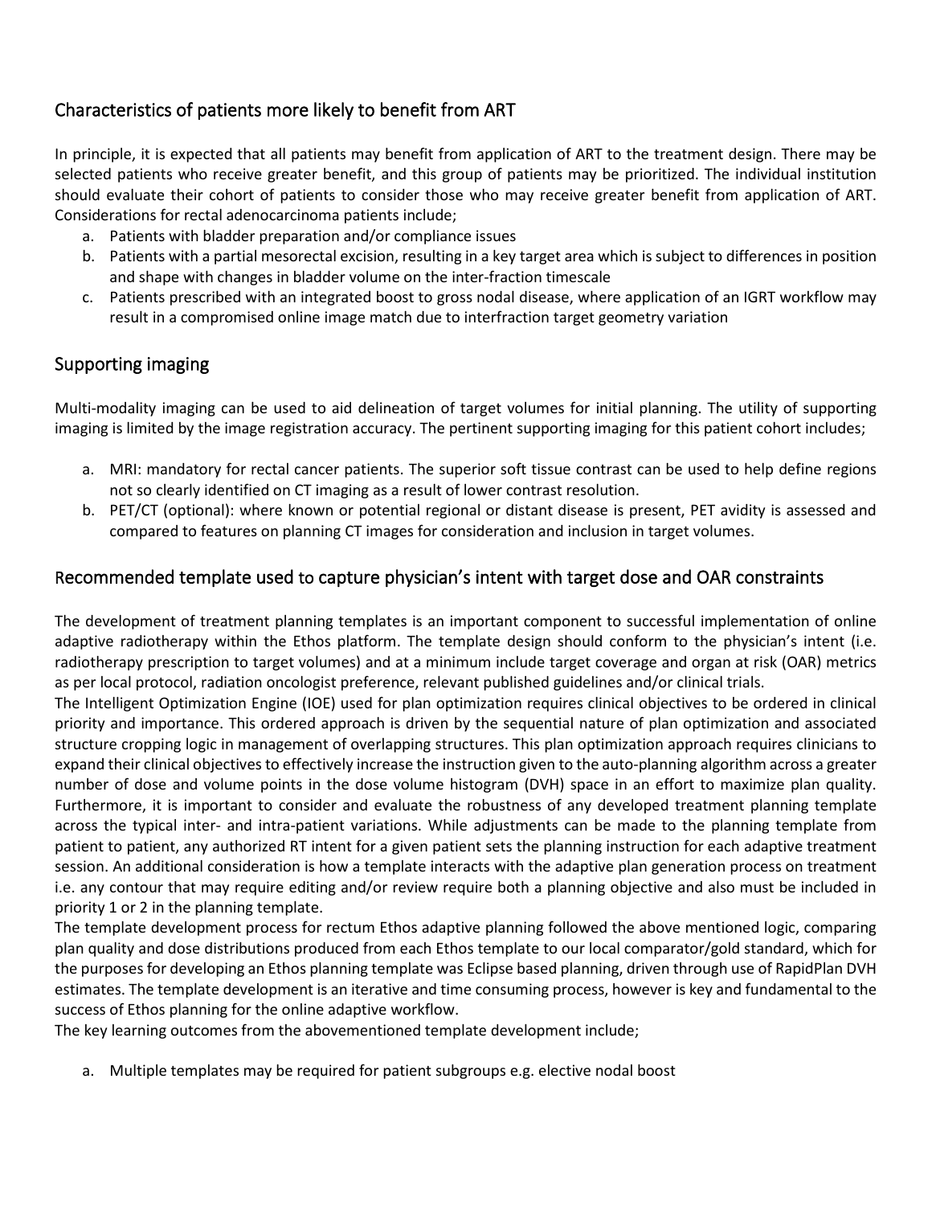## Characteristics of patients more likely to benefit from ART

In principle, it is expected that all patients may benefit from application of ART to the treatment design. There may be selected patients who receive greater benefit, and this group of patients may be prioritized. The individual institution should evaluate their cohort of patients to consider those who may receive greater benefit from application of ART. Considerations for rectal adenocarcinoma patients include;

a. Patients with bladder preparation and/or compliance issues
b. Patients with a partial mesorectal excision, resulting in a key target area which is subject to differences in position and shape with changes in bladder volume on the inter-fraction timescale
c. Patients prescribed with an integrated boost to gross nodal disease, where application of an IGRT workflow may result in a compromised online image match due to interfraction target geometry variation

## Supporting imaging

Multi-modality imaging can be used to aid delineation of target volumes for initial planning. The utility of supporting imaging is limited by the image registration accuracy. The pertinent supporting imaging for this patient cohort includes;

a. MRI: mandatory for rectal cancer patients. The superior soft tissue contrast can be used to help define regions not so clearly identified on CT imaging as a result of lower contrast resolution.
b. PET/CT (optional): where known or potential regional or distant disease is present, PET avidity is assessed and compared to features on planning CT images for consideration and inclusion in target volumes.

## Recommended template used to capture physician's intent with target dose and OAR constraints

The development of treatment planning templates is an important component to successful implementation of online adaptive radiotherapy within the Ethos platform. The template design should conform to the physician's intent (i.e. radiotherapy prescription to target volumes) and at a minimum include target coverage and organ at risk (OAR) metrics as per local protocol, radiation oncologist preference, relevant published guidelines and/or clinical trials.

The Intelligent Optimization Engine (IOE) used for plan optimization requires clinical objectives to be ordered in clinical priority and importance. This ordered approach is driven by the sequential nature of plan optimization and associated structure cropping logic in management of overlapping structures. This plan optimization approach requires clinicians to expand their clinical objectives to effectively increase the instruction given to the auto-planning algorithm across a greater number of dose and volume points in the dose volume histogram (DVH) space in an effort to maximize plan quality. Furthermore, it is important to consider and evaluate the robustness of any developed treatment planning template across the typical inter- and intra-patient variations. While adjustments can be made to the planning template from patient to patient, any authorized RT intent for a given patient sets the planning instruction for each adaptive treatment session. An additional consideration is how a template interacts with the adaptive plan generation process on treatment i.e. any contour that may require editing and/or review require both a planning objective and also must be included in priority 1 or 2 in the planning template.

The template development process for rectum Ethos adaptive planning followed the above mentioned logic, comparing plan quality and dose distributions produced from each Ethos template to our local comparator/gold standard, which for the purposes for developing an Ethos planning template was Eclipse based planning, driven through use of RapidPlan DVH estimates. The template development is an iterative and time consuming process, however is key and fundamental to the success of Ethos planning for the online adaptive workflow.

The key learning outcomes from the abovementioned template development include;

a. Multiple templates may be required for patient subgroups e.g. elective nodal boost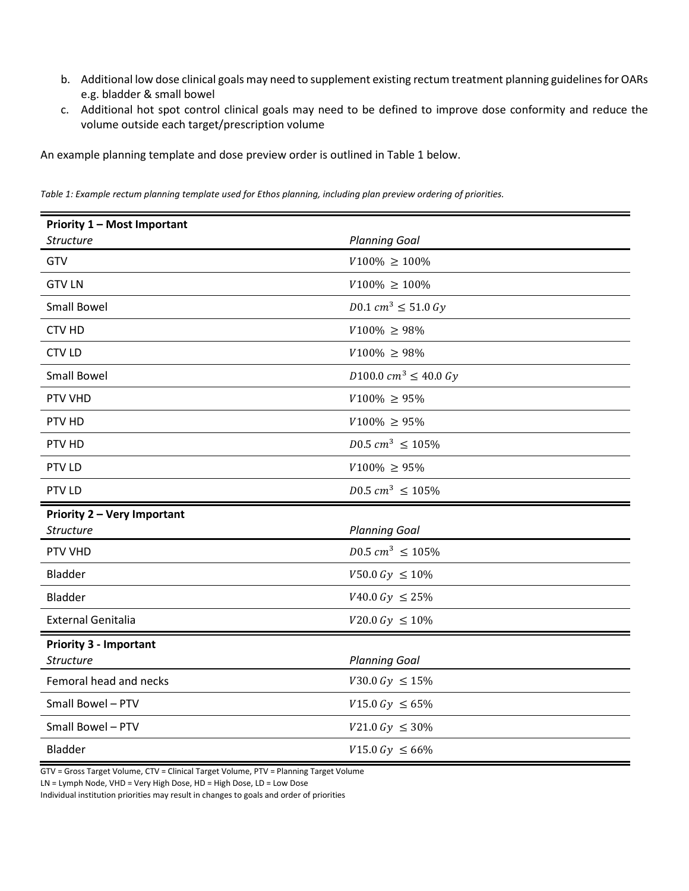b. Additional low dose clinical goals may need to supplement existing rectum treatment planning guidelines for OARs e.g. bladder & small bowel
c. Additional hot spot control clinical goals may need to be defined to improve dose conformity and reduce the volume outside each target/prescription volume

An example planning template and dose preview order is outlined in Table 1 below.

*Table 1: Example rectum planning template used for Ethos planning, including plan preview ordering of priorities.*

| **Priority 1 – Most Important** | |
|---|---|
| *Structure* | *Planning Goal* |
| GTV | $V100\% \geq 100\%$ |
| GTV LN | $V100\% \geq 100\%$ |
| Small Bowel | $D0.1\ cm^3 \leq 51.0\ Gy$ |
| CTV HD | $V100\% \geq 98\%$ |
| CTV LD | $V100\% \geq 98\%$ |
| Small Bowel | $D100.0\ cm^3 \leq 40.0\ Gy$ |
| PTV VHD | $V100\% \geq 95\%$ |
| PTV HD | $V100\% \geq 95\%$ |
| PTV HD | $D0.5\ cm^3 \leq 105\%$ |
| PTV LD | $V100\% \geq 95\%$ |
| PTV LD | $D0.5\ cm^3 \leq 105\%$ |
| **Priority 2 – Very Important** | |
| *Structure* | *Planning Goal* |
| PTV VHD | $D0.5\ cm^3 \leq 105\%$ |
| Bladder | $V50.0\ Gy \leq 10\%$ |
| Bladder | $V40.0\ Gy \leq 25\%$ |
| External Genitalia | $V20.0\ Gy \leq 10\%$ |
| **Priority 3 - Important** | |
| *Structure* | *Planning Goal* |
| Femoral head and necks | $V30.0\ Gy \leq 15\%$ |
| Small Bowel – PTV | $V15.0\ Gy \leq 65\%$ |
| Small Bowel – PTV | $V21.0\ Gy \leq 30\%$ |
| Bladder | $V15.0\ Gy \leq 66\%$ |

GTV = Gross Target Volume, CTV = Clinical Target Volume, PTV = Planning Target Volume
LN = Lymph Node, VHD = Very High Dose, HD = High Dose, LD = Low Dose
Individual institution priorities may result in changes to goals and order of priorities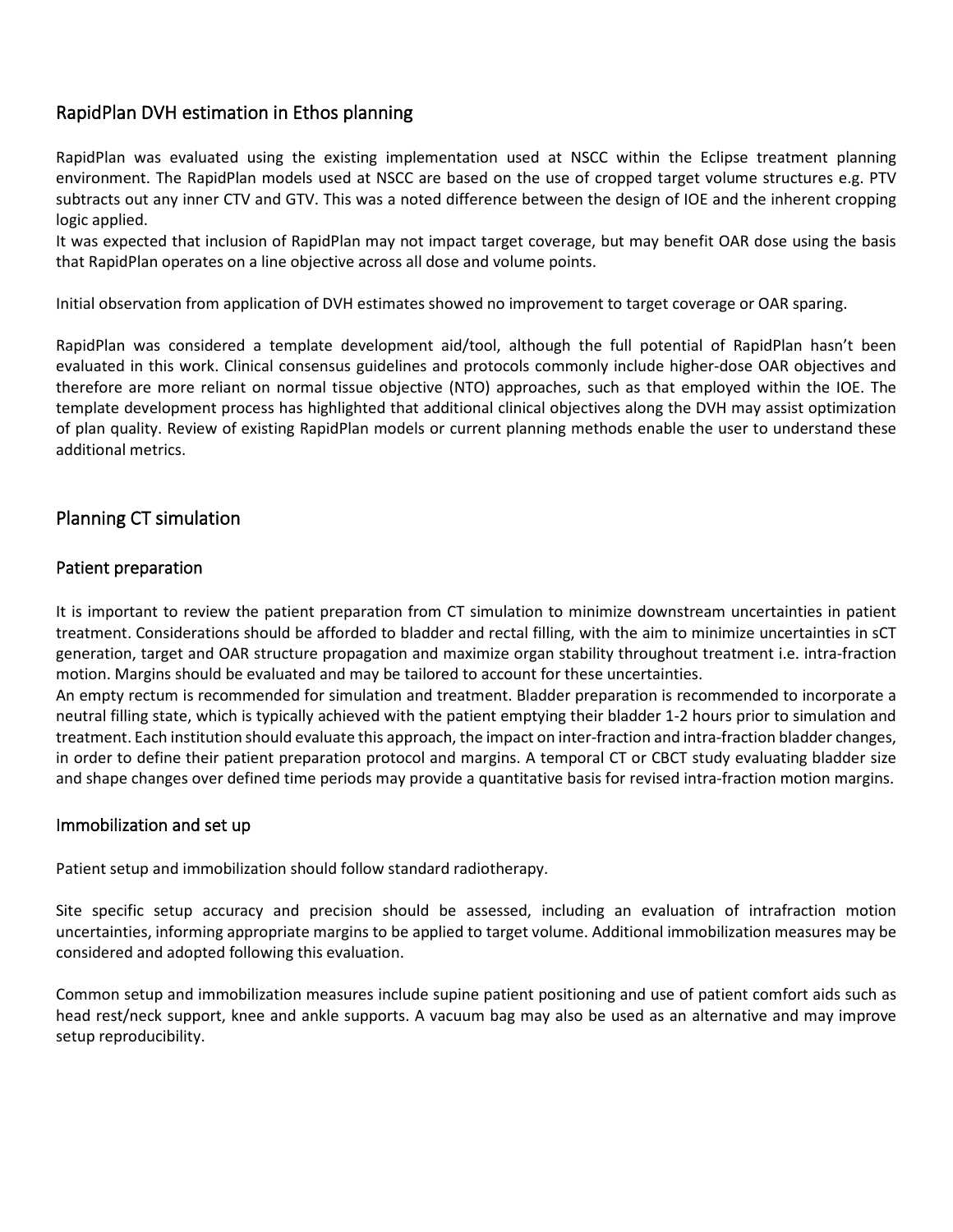## RapidPlan DVH estimation in Ethos planning

RapidPlan was evaluated using the existing implementation used at NSCC within the Eclipse treatment planning environment. The RapidPlan models used at NSCC are based on the use of cropped target volume structures e.g. PTV subtracts out any inner CTV and GTV. This was a noted difference between the design of IOE and the inherent cropping logic applied.

It was expected that inclusion of RapidPlan may not impact target coverage, but may benefit OAR dose using the basis that RapidPlan operates on a line objective across all dose and volume points.

Initial observation from application of DVH estimates showed no improvement to target coverage or OAR sparing.

RapidPlan was considered a template development aid/tool, although the full potential of RapidPlan hasn't been evaluated in this work. Clinical consensus guidelines and protocols commonly include higher-dose OAR objectives and therefore are more reliant on normal tissue objective (NTO) approaches, such as that employed within the IOE. The template development process has highlighted that additional clinical objectives along the DVH may assist optimization of plan quality. Review of existing RapidPlan models or current planning methods enable the user to understand these additional metrics.

## Planning CT simulation

### Patient preparation

It is important to review the patient preparation from CT simulation to minimize downstream uncertainties in patient treatment. Considerations should be afforded to bladder and rectal filling, with the aim to minimize uncertainties in sCT generation, target and OAR structure propagation and maximize organ stability throughout treatment i.e. intra-fraction motion. Margins should be evaluated and may be tailored to account for these uncertainties.

An empty rectum is recommended for simulation and treatment. Bladder preparation is recommended to incorporate a neutral filling state, which is typically achieved with the patient emptying their bladder 1-2 hours prior to simulation and treatment. Each institution should evaluate this approach, the impact on inter-fraction and intra-fraction bladder changes, in order to define their patient preparation protocol and margins. A temporal CT or CBCT study evaluating bladder size and shape changes over defined time periods may provide a quantitative basis for revised intra-fraction motion margins.

### Immobilization and set up

Patient setup and immobilization should follow standard radiotherapy.

Site specific setup accuracy and precision should be assessed, including an evaluation of intrafraction motion uncertainties, informing appropriate margins to be applied to target volume. Additional immobilization measures may be considered and adopted following this evaluation.

Common setup and immobilization measures include supine patient positioning and use of patient comfort aids such as head rest/neck support, knee and ankle supports. A vacuum bag may also be used as an alternative and may improve setup reproducibility.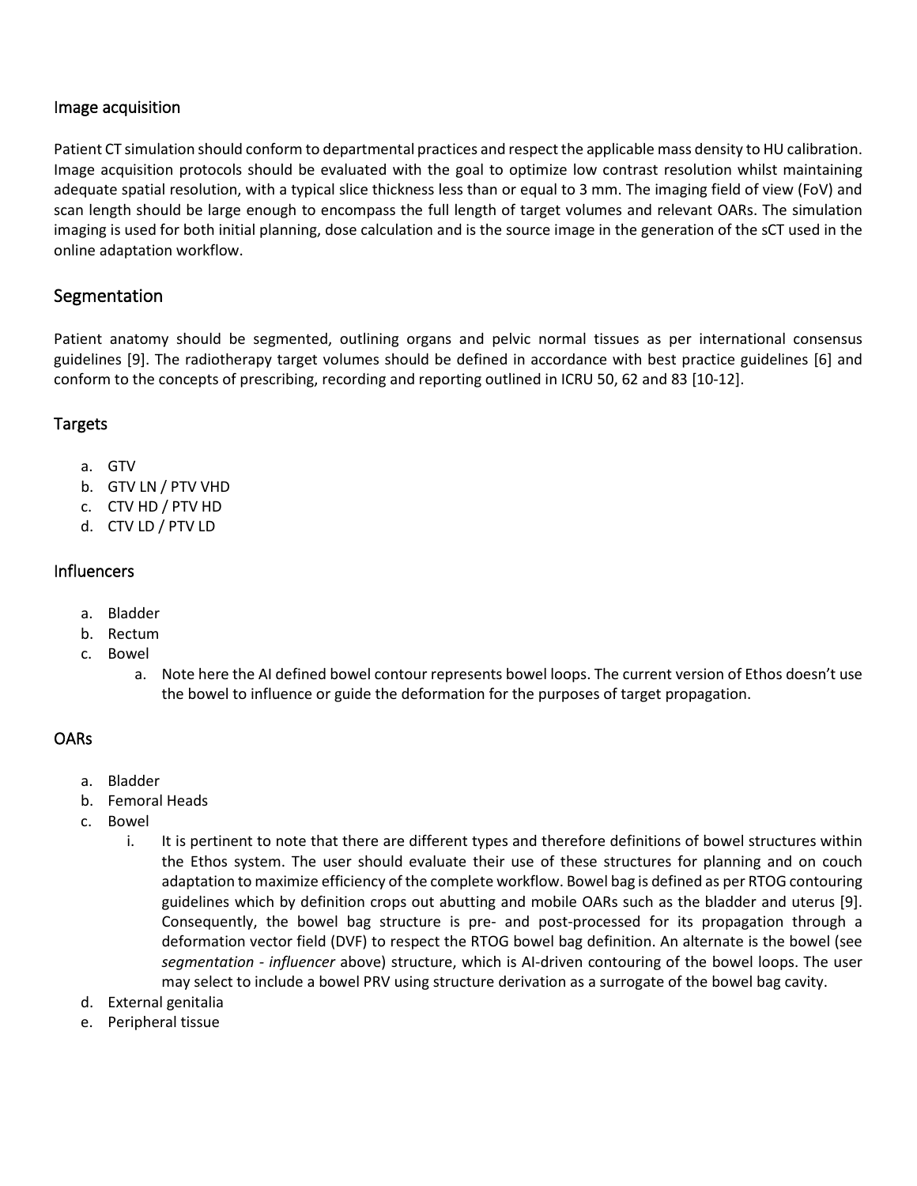## Image acquisition

Patient CT simulation should conform to departmental practices and respect the applicable mass density to HU calibration. Image acquisition protocols should be evaluated with the goal to optimize low contrast resolution whilst maintaining adequate spatial resolution, with a typical slice thickness less than or equal to 3 mm. The imaging field of view (FoV) and scan length should be large enough to encompass the full length of target volumes and relevant OARs. The simulation imaging is used for both initial planning, dose calculation and is the source image in the generation of the sCT used in the online adaptation workflow.

## Segmentation

Patient anatomy should be segmented, outlining organs and pelvic normal tissues as per international consensus guidelines [9]. The radiotherapy target volumes should be defined in accordance with best practice guidelines [6] and conform to the concepts of prescribing, recording and reporting outlined in ICRU 50, 62 and 83 [10-12].

### Targets

a. GTV
b. GTV LN / PTV VHD
c. CTV HD / PTV HD
d. CTV LD / PTV LD

### Influencers

a. Bladder
b. Rectum
c. Bowel
    a. Note here the AI defined bowel contour represents bowel loops. The current version of Ethos doesn't use the bowel to influence or guide the deformation for the purposes of target propagation.

### OARs

a. Bladder
b. Femoral Heads
c. Bowel
    i. It is pertinent to note that there are different types and therefore definitions of bowel structures within the Ethos system. The user should evaluate their use of these structures for planning and on couch adaptation to maximize efficiency of the complete workflow. Bowel bag is defined as per RTOG contouring guidelines which by definition crops out abutting and mobile OARs such as the bladder and uterus [9]. Consequently, the bowel bag structure is pre- and post-processed for its propagation through a deformation vector field (DVF) to respect the RTOG bowel bag definition. An alternate is the bowel (see *segmentation - influencer* above) structure, which is AI-driven contouring of the bowel loops. The user may select to include a bowel PRV using structure derivation as a surrogate of the bowel bag cavity.
d. External genitalia
e. Peripheral tissue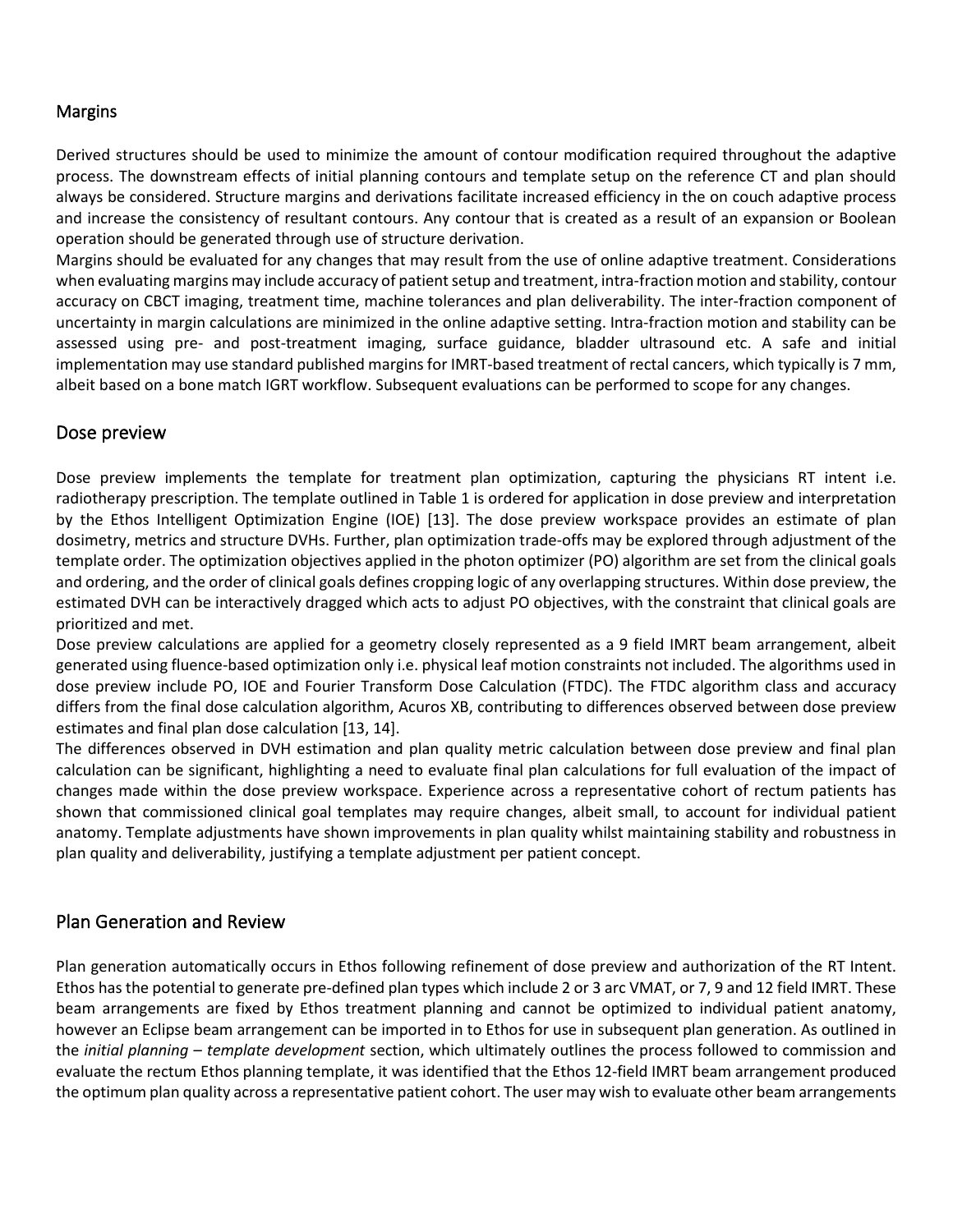## Margins

Derived structures should be used to minimize the amount of contour modification required throughout the adaptive process. The downstream effects of initial planning contours and template setup on the reference CT and plan should always be considered. Structure margins and derivations facilitate increased efficiency in the on couch adaptive process and increase the consistency of resultant contours. Any contour that is created as a result of an expansion or Boolean operation should be generated through use of structure derivation.

Margins should be evaluated for any changes that may result from the use of online adaptive treatment. Considerations when evaluating margins may include accuracy of patient setup and treatment, intra-fraction motion and stability, contour accuracy on CBCT imaging, treatment time, machine tolerances and plan deliverability. The inter-fraction component of uncertainty in margin calculations are minimized in the online adaptive setting. Intra-fraction motion and stability can be assessed using pre- and post-treatment imaging, surface guidance, bladder ultrasound etc. A safe and initial implementation may use standard published margins for IMRT-based treatment of rectal cancers, which typically is 7 mm, albeit based on a bone match IGRT workflow. Subsequent evaluations can be performed to scope for any changes.

## Dose preview

Dose preview implements the template for treatment plan optimization, capturing the physicians RT intent i.e. radiotherapy prescription. The template outlined in Table 1 is ordered for application in dose preview and interpretation by the Ethos Intelligent Optimization Engine (IOE) [13]. The dose preview workspace provides an estimate of plan dosimetry, metrics and structure DVHs. Further, plan optimization trade-offs may be explored through adjustment of the template order. The optimization objectives applied in the photon optimizer (PO) algorithm are set from the clinical goals and ordering, and the order of clinical goals defines cropping logic of any overlapping structures. Within dose preview, the estimated DVH can be interactively dragged which acts to adjust PO objectives, with the constraint that clinical goals are prioritized and met.

Dose preview calculations are applied for a geometry closely represented as a 9 field IMRT beam arrangement, albeit generated using fluence-based optimization only i.e. physical leaf motion constraints not included. The algorithms used in dose preview include PO, IOE and Fourier Transform Dose Calculation (FTDC). The FTDC algorithm class and accuracy differs from the final dose calculation algorithm, Acuros XB, contributing to differences observed between dose preview estimates and final plan dose calculation [13, 14].

The differences observed in DVH estimation and plan quality metric calculation between dose preview and final plan calculation can be significant, highlighting a need to evaluate final plan calculations for full evaluation of the impact of changes made within the dose preview workspace. Experience across a representative cohort of rectum patients has shown that commissioned clinical goal templates may require changes, albeit small, to account for individual patient anatomy. Template adjustments have shown improvements in plan quality whilst maintaining stability and robustness in plan quality and deliverability, justifying a template adjustment per patient concept.

## Plan Generation and Review

Plan generation automatically occurs in Ethos following refinement of dose preview and authorization of the RT Intent. Ethos has the potential to generate pre-defined plan types which include 2 or 3 arc VMAT, or 7, 9 and 12 field IMRT. These beam arrangements are fixed by Ethos treatment planning and cannot be optimized to individual patient anatomy, however an Eclipse beam arrangement can be imported in to Ethos for use in subsequent plan generation. As outlined in the *initial planning – template development* section, which ultimately outlines the process followed to commission and evaluate the rectum Ethos planning template, it was identified that the Ethos 12-field IMRT beam arrangement produced the optimum plan quality across a representative patient cohort. The user may wish to evaluate other beam arrangements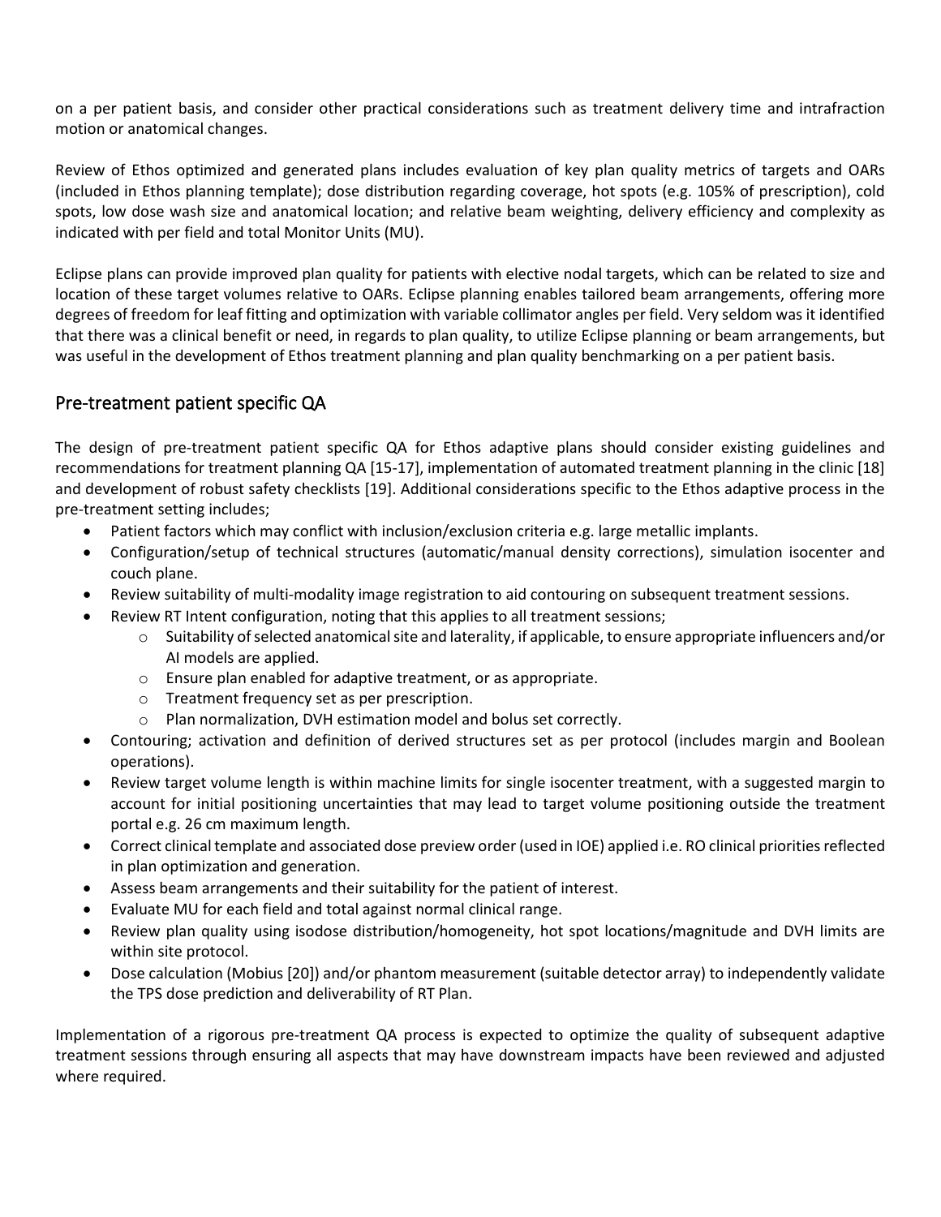on a per patient basis, and consider other practical considerations such as treatment delivery time and intrafraction motion or anatomical changes.

Review of Ethos optimized and generated plans includes evaluation of key plan quality metrics of targets and OARs (included in Ethos planning template); dose distribution regarding coverage, hot spots (e.g. 105% of prescription), cold spots, low dose wash size and anatomical location; and relative beam weighting, delivery efficiency and complexity as indicated with per field and total Monitor Units (MU).

Eclipse plans can provide improved plan quality for patients with elective nodal targets, which can be related to size and location of these target volumes relative to OARs. Eclipse planning enables tailored beam arrangements, offering more degrees of freedom for leaf fitting and optimization with variable collimator angles per field. Very seldom was it identified that there was a clinical benefit or need, in regards to plan quality, to utilize Eclipse planning or beam arrangements, but was useful in the development of Ethos treatment planning and plan quality benchmarking on a per patient basis.

## Pre-treatment patient specific QA

The design of pre-treatment patient specific QA for Ethos adaptive plans should consider existing guidelines and recommendations for treatment planning QA [15-17], implementation of automated treatment planning in the clinic [18] and development of robust safety checklists [19]. Additional considerations specific to the Ethos adaptive process in the pre-treatment setting includes;

- Patient factors which may conflict with inclusion/exclusion criteria e.g. large metallic implants.
- Configuration/setup of technical structures (automatic/manual density corrections), simulation isocenter and couch plane.
- Review suitability of multi-modality image registration to aid contouring on subsequent treatment sessions.
- Review RT Intent configuration, noting that this applies to all treatment sessions;
  - Suitability of selected anatomical site and laterality, if applicable, to ensure appropriate influencers and/or AI models are applied.
  - Ensure plan enabled for adaptive treatment, or as appropriate.
  - Treatment frequency set as per prescription.
  - Plan normalization, DVH estimation model and bolus set correctly.
- Contouring; activation and definition of derived structures set as per protocol (includes margin and Boolean operations).
- Review target volume length is within machine limits for single isocenter treatment, with a suggested margin to account for initial positioning uncertainties that may lead to target volume positioning outside the treatment portal e.g. 26 cm maximum length.
- Correct clinical template and associated dose preview order (used in IOE) applied i.e. RO clinical priorities reflected in plan optimization and generation.
- Assess beam arrangements and their suitability for the patient of interest.
- Evaluate MU for each field and total against normal clinical range.
- Review plan quality using isodose distribution/homogeneity, hot spot locations/magnitude and DVH limits are within site protocol.
- Dose calculation (Mobius [20]) and/or phantom measurement (suitable detector array) to independently validate the TPS dose prediction and deliverability of RT Plan.

Implementation of a rigorous pre-treatment QA process is expected to optimize the quality of subsequent adaptive treatment sessions through ensuring all aspects that may have downstream impacts have been reviewed and adjusted where required.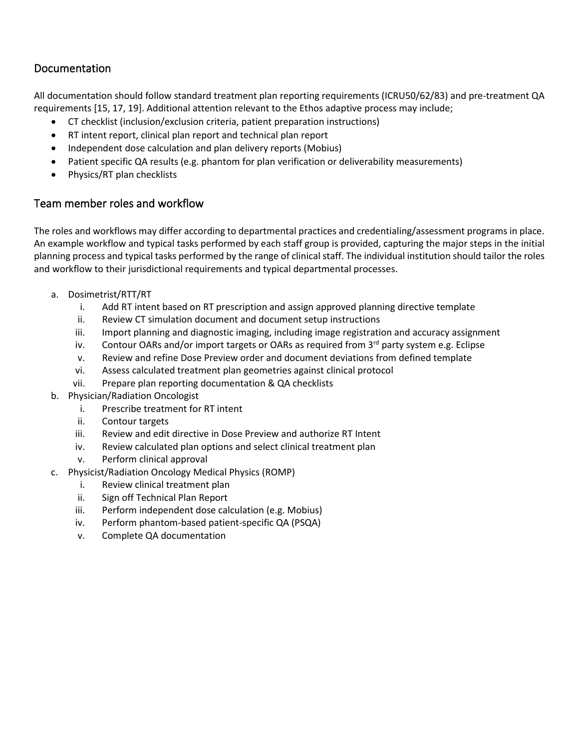## Documentation

All documentation should follow standard treatment plan reporting requirements (ICRU50/62/83) and pre-treatment QA requirements [15, 17, 19]. Additional attention relevant to the Ethos adaptive process may include;

- CT checklist (inclusion/exclusion criteria, patient preparation instructions)
- RT intent report, clinical plan report and technical plan report
- Independent dose calculation and plan delivery reports (Mobius)
- Patient specific QA results (e.g. phantom for plan verification or deliverability measurements)
- Physics/RT plan checklists

## Team member roles and workflow

The roles and workflows may differ according to departmental practices and credentialing/assessment programs in place. An example workflow and typical tasks performed by each staff group is provided, capturing the major steps in the initial planning process and typical tasks performed by the range of clinical staff. The individual institution should tailor the roles and workflow to their jurisdictional requirements and typical departmental processes.

a. Dosimetrist/RTT/RT
    i. Add RT intent based on RT prescription and assign approved planning directive template
    ii. Review CT simulation document and document setup instructions
    iii. Import planning and diagnostic imaging, including image registration and accuracy assignment
    iv. Contour OARs and/or import targets or OARs as required from 3rd party system e.g. Eclipse
    v. Review and refine Dose Preview order and document deviations from defined template
    vi. Assess calculated treatment plan geometries against clinical protocol
    vii. Prepare plan reporting documentation & QA checklists
b. Physician/Radiation Oncologist
    i. Prescribe treatment for RT intent
    ii. Contour targets
    iii. Review and edit directive in Dose Preview and authorize RT Intent
    iv. Review calculated plan options and select clinical treatment plan
    v. Perform clinical approval
c. Physicist/Radiation Oncology Medical Physics (ROMP)
    i. Review clinical treatment plan
    ii. Sign off Technical Plan Report
    iii. Perform independent dose calculation (e.g. Mobius)
    iv. Perform phantom-based patient-specific QA (PSQA)
    v. Complete QA documentation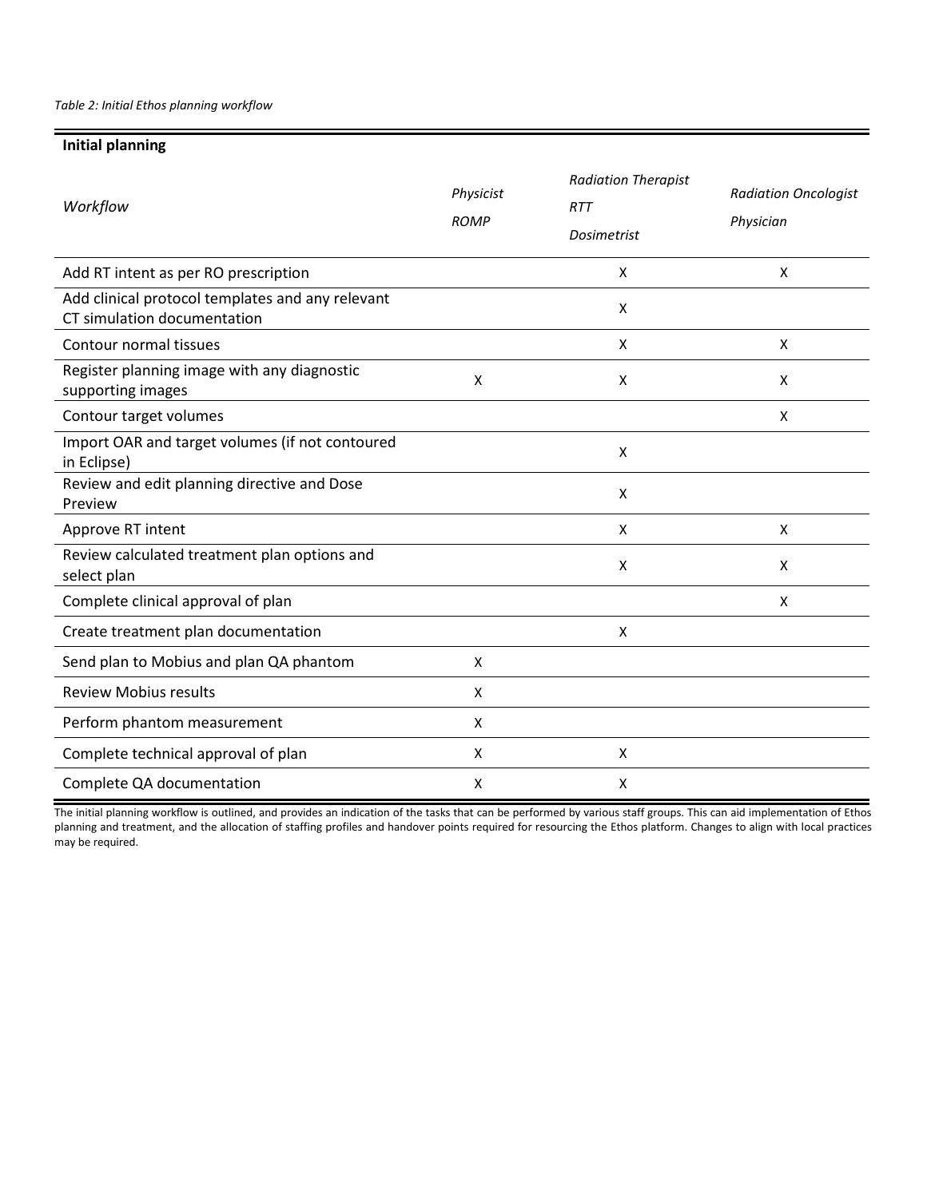*Table 2: Initial Ethos planning workflow*

| **Initial planning** | | | |
|---|---|---|---|
| *Workflow* | *Physicist ROMP* | *Radiation Therapist RTT Dosimetrist* | *Radiation Oncologist Physician* |
| Add RT intent as per RO prescription | | X | X |
| Add clinical protocol templates and any relevant CT simulation documentation | | X | |
| Contour normal tissues | | X | X |
| Register planning image with any diagnostic supporting images | X | X | X |
| Contour target volumes | | | X |
| Import OAR and target volumes (if not contoured in Eclipse) | | X | |
| Review and edit planning directive and Dose Preview | | X | |
| Approve RT intent | | X | X |
| Review calculated treatment plan options and select plan | | X | X |
| Complete clinical approval of plan | | | X |
| Create treatment plan documentation | | X | |
| Send plan to Mobius and plan QA phantom | X | | |
| Review Mobius results | X | | |
| Perform phantom measurement | X | | |
| Complete technical approval of plan | X | X | |
| Complete QA documentation | X | X | |

The initial planning workflow is outlined, and provides an indication of the tasks that can be performed by various staff groups. This can aid implementation of Ethos planning and treatment, and the allocation of staffing profiles and handover points required for resourcing the Ethos platform. Changes to align with local practices may be required.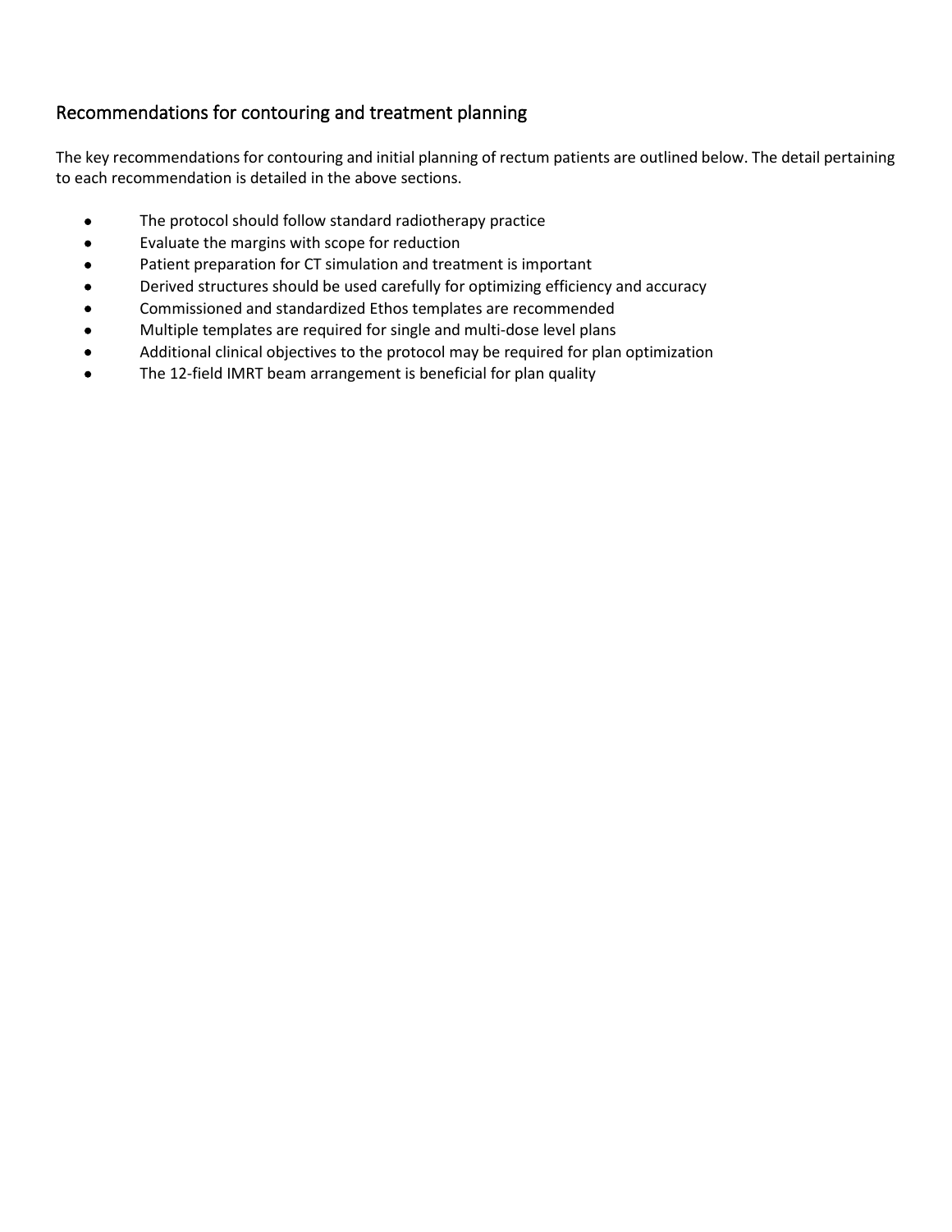## Recommendations for contouring and treatment planning

The key recommendations for contouring and initial planning of rectum patients are outlined below. The detail pertaining to each recommendation is detailed in the above sections.

- The protocol should follow standard radiotherapy practice
- Evaluate the margins with scope for reduction
- Patient preparation for CT simulation and treatment is important
- Derived structures should be used carefully for optimizing efficiency and accuracy
- Commissioned and standardized Ethos templates are recommended
- Multiple templates are required for single and multi-dose level plans
- Additional clinical objectives to the protocol may be required for plan optimization
- The 12-field IMRT beam arrangement is beneficial for plan quality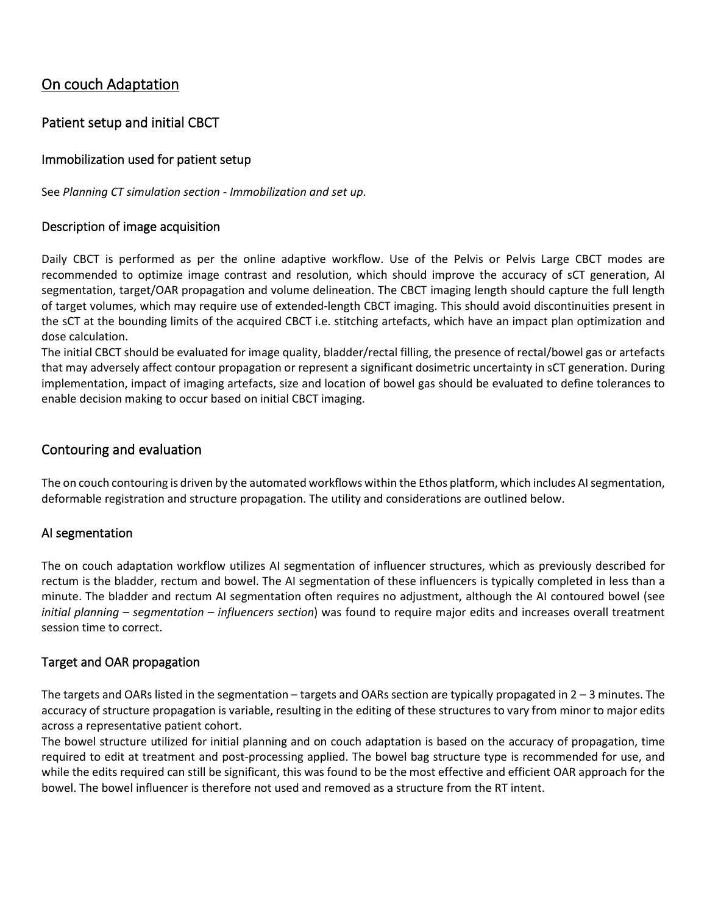# On couch Adaptation

## Patient setup and initial CBCT

### Immobilization used for patient setup

See *Planning CT simulation section - Immobilization and set up*.

### Description of image acquisition

Daily CBCT is performed as per the online adaptive workflow. Use of the Pelvis or Pelvis Large CBCT modes are recommended to optimize image contrast and resolution, which should improve the accuracy of sCT generation, AI segmentation, target/OAR propagation and volume delineation. The CBCT imaging length should capture the full length of target volumes, which may require use of extended-length CBCT imaging. This should avoid discontinuities present in the sCT at the bounding limits of the acquired CBCT i.e. stitching artefacts, which have an impact plan optimization and dose calculation.

The initial CBCT should be evaluated for image quality, bladder/rectal filling, the presence of rectal/bowel gas or artefacts that may adversely affect contour propagation or represent a significant dosimetric uncertainty in sCT generation. During implementation, impact of imaging artefacts, size and location of bowel gas should be evaluated to define tolerances to enable decision making to occur based on initial CBCT imaging.

## Contouring and evaluation

The on couch contouring is driven by the automated workflows within the Ethos platform, which includes AI segmentation, deformable registration and structure propagation. The utility and considerations are outlined below.

### AI segmentation

The on couch adaptation workflow utilizes AI segmentation of influencer structures, which as previously described for rectum is the bladder, rectum and bowel. The AI segmentation of these influencers is typically completed in less than a minute. The bladder and rectum AI segmentation often requires no adjustment, although the AI contoured bowel (see *initial planning – segmentation – influencers section*) was found to require major edits and increases overall treatment session time to correct.

### Target and OAR propagation

The targets and OARs listed in the segmentation – targets and OARs section are typically propagated in 2 – 3 minutes. The accuracy of structure propagation is variable, resulting in the editing of these structures to vary from minor to major edits across a representative patient cohort.

The bowel structure utilized for initial planning and on couch adaptation is based on the accuracy of propagation, time required to edit at treatment and post-processing applied. The bowel bag structure type is recommended for use, and while the edits required can still be significant, this was found to be the most effective and efficient OAR approach for the bowel. The bowel influencer is therefore not used and removed as a structure from the RT intent.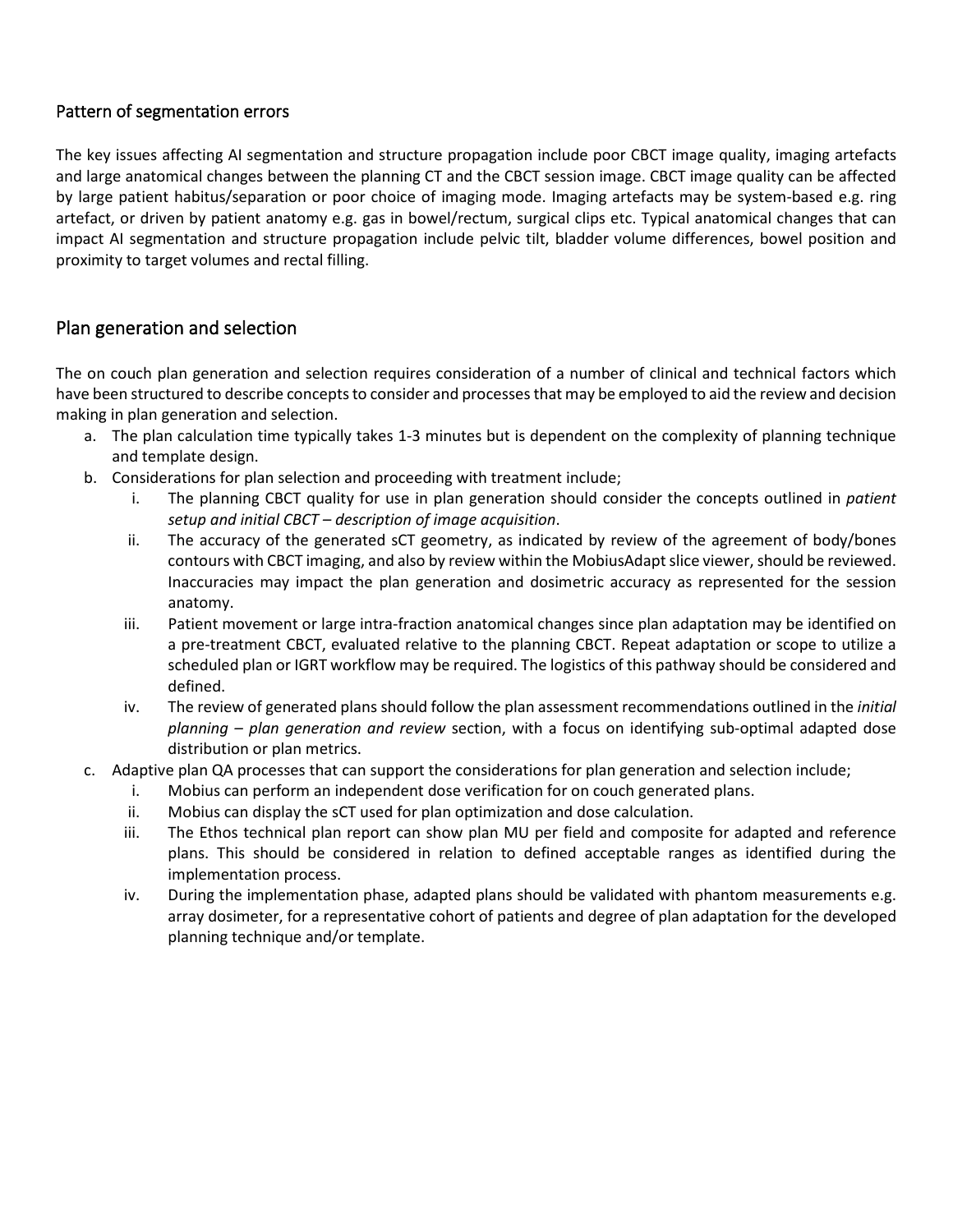## Pattern of segmentation errors

The key issues affecting AI segmentation and structure propagation include poor CBCT image quality, imaging artefacts and large anatomical changes between the planning CT and the CBCT session image. CBCT image quality can be affected by large patient habitus/separation or poor choice of imaging mode. Imaging artefacts may be system-based e.g. ring artefact, or driven by patient anatomy e.g. gas in bowel/rectum, surgical clips etc. Typical anatomical changes that can impact AI segmentation and structure propagation include pelvic tilt, bladder volume differences, bowel position and proximity to target volumes and rectal filling.

## Plan generation and selection

The on couch plan generation and selection requires consideration of a number of clinical and technical factors which have been structured to describe concepts to consider and processes that may be employed to aid the review and decision making in plan generation and selection.

a. The plan calculation time typically takes 1-3 minutes but is dependent on the complexity of planning technique and template design.
b. Considerations for plan selection and proceeding with treatment include;
    i. The planning CBCT quality for use in plan generation should consider the concepts outlined in *patient setup and initial CBCT – description of image acquisition*.
    ii. The accuracy of the generated sCT geometry, as indicated by review of the agreement of body/bones contours with CBCT imaging, and also by review within the MobiusAdapt slice viewer, should be reviewed. Inaccuracies may impact the plan generation and dosimetric accuracy as represented for the session anatomy.
    iii. Patient movement or large intra-fraction anatomical changes since plan adaptation may be identified on a pre-treatment CBCT, evaluated relative to the planning CBCT. Repeat adaptation or scope to utilize a scheduled plan or IGRT workflow may be required. The logistics of this pathway should be considered and defined.
    iv. The review of generated plans should follow the plan assessment recommendations outlined in the *initial planning – plan generation and review* section, with a focus on identifying sub-optimal adapted dose distribution or plan metrics.
c. Adaptive plan QA processes that can support the considerations for plan generation and selection include;
    i. Mobius can perform an independent dose verification for on couch generated plans.
    ii. Mobius can display the sCT used for plan optimization and dose calculation.
    iii. The Ethos technical plan report can show plan MU per field and composite for adapted and reference plans. This should be considered in relation to defined acceptable ranges as identified during the implementation process.
    iv. During the implementation phase, adapted plans should be validated with phantom measurements e.g. array dosimeter, for a representative cohort of patients and degree of plan adaptation for the developed planning technique and/or template.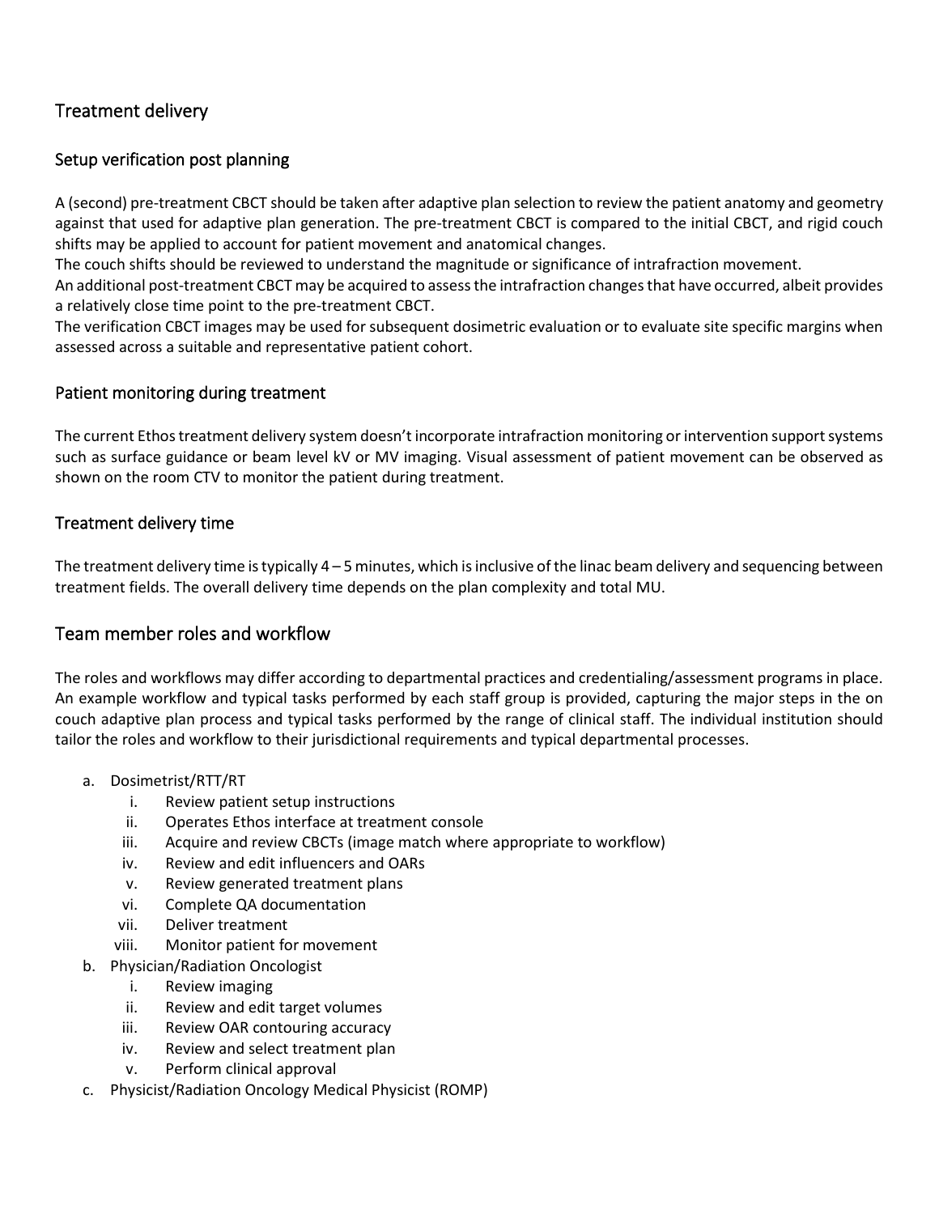## Treatment delivery

### Setup verification post planning

A (second) pre-treatment CBCT should be taken after adaptive plan selection to review the patient anatomy and geometry against that used for adaptive plan generation. The pre-treatment CBCT is compared to the initial CBCT, and rigid couch shifts may be applied to account for patient movement and anatomical changes.
The couch shifts should be reviewed to understand the magnitude or significance of intrafraction movement.
An additional post-treatment CBCT may be acquired to assess the intrafraction changes that have occurred, albeit provides a relatively close time point to the pre-treatment CBCT.
The verification CBCT images may be used for subsequent dosimetric evaluation or to evaluate site specific margins when assessed across a suitable and representative patient cohort.

### Patient monitoring during treatment

The current Ethos treatment delivery system doesn't incorporate intrafraction monitoring or intervention support systems such as surface guidance or beam level kV or MV imaging. Visual assessment of patient movement can be observed as shown on the room CTV to monitor the patient during treatment.

### Treatment delivery time

The treatment delivery time is typically 4 – 5 minutes, which is inclusive of the linac beam delivery and sequencing between treatment fields. The overall delivery time depends on the plan complexity and total MU.

## Team member roles and workflow

The roles and workflows may differ according to departmental practices and credentialing/assessment programs in place. An example workflow and typical tasks performed by each staff group is provided, capturing the major steps in the on couch adaptive plan process and typical tasks performed by the range of clinical staff. The individual institution should tailor the roles and workflow to their jurisdictional requirements and typical departmental processes.

a. Dosimetrist/RTT/RT
    i. Review patient setup instructions
    ii. Operates Ethos interface at treatment console
    iii. Acquire and review CBCTs (image match where appropriate to workflow)
    iv. Review and edit influencers and OARs
    v. Review generated treatment plans
    vi. Complete QA documentation
    vii. Deliver treatment
    viii. Monitor patient for movement
b. Physician/Radiation Oncologist
    i. Review imaging
    ii. Review and edit target volumes
    iii. Review OAR contouring accuracy
    iv. Review and select treatment plan
    v. Perform clinical approval
c. Physicist/Radiation Oncology Medical Physicist (ROMP)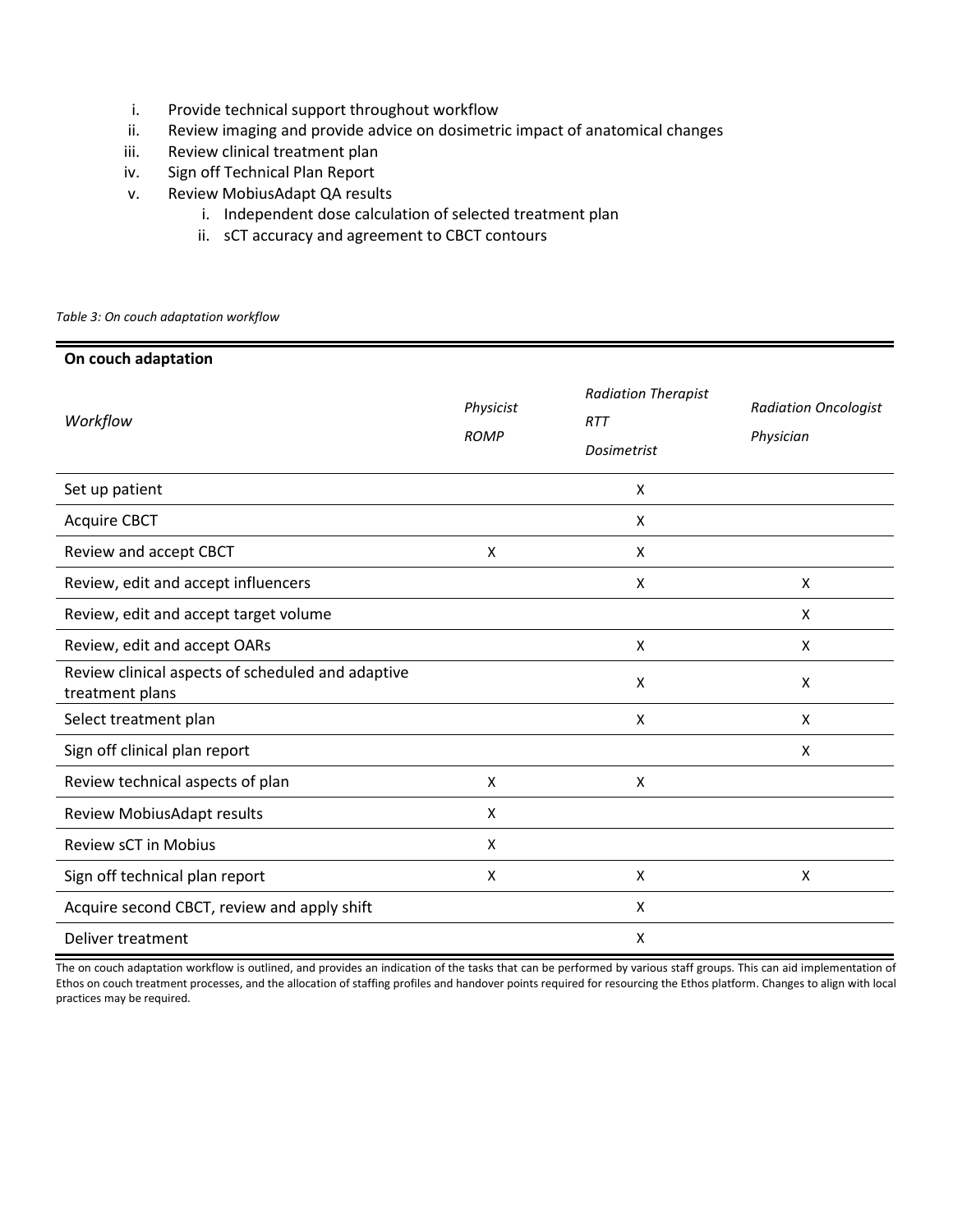i. Provide technical support throughout workflow
ii. Review imaging and provide advice on dosimetric impact of anatomical changes
iii. Review clinical treatment plan
iv. Sign off Technical Plan Report
v. Review MobiusAdapt QA results
    i. Independent dose calculation of selected treatment plan
    ii. sCT accuracy and agreement to CBCT contours

*Table 3: On couch adaptation workflow*

| **On couch adaptation** | | | |
|---|---|---|---|
| *Workflow* | *Physicist ROMP* | *Radiation Therapist RTT Dosimetrist* | *Radiation Oncologist Physician* |
| Set up patient | | X | |
| Acquire CBCT | | X | |
| Review and accept CBCT | X | X | |
| Review, edit and accept influencers | | X | X |
| Review, edit and accept target volume | | | X |
| Review, edit and accept OARs | | X | X |
| Review clinical aspects of scheduled and adaptive treatment plans | | X | X |
| Select treatment plan | | X | X |
| Sign off clinical plan report | | | X |
| Review technical aspects of plan | X | X | |
| Review MobiusAdapt results | X | | |
| Review sCT in Mobius | X | | |
| Sign off technical plan report | X | X | X |
| Acquire second CBCT, review and apply shift | | X | |
| Deliver treatment | | X | |

The on couch adaptation workflow is outlined, and provides an indication of the tasks that can be performed by various staff groups. This can aid implementation of Ethos on couch treatment processes, and the allocation of staffing profiles and handover points required for resourcing the Ethos platform. Changes to align with local practices may be required.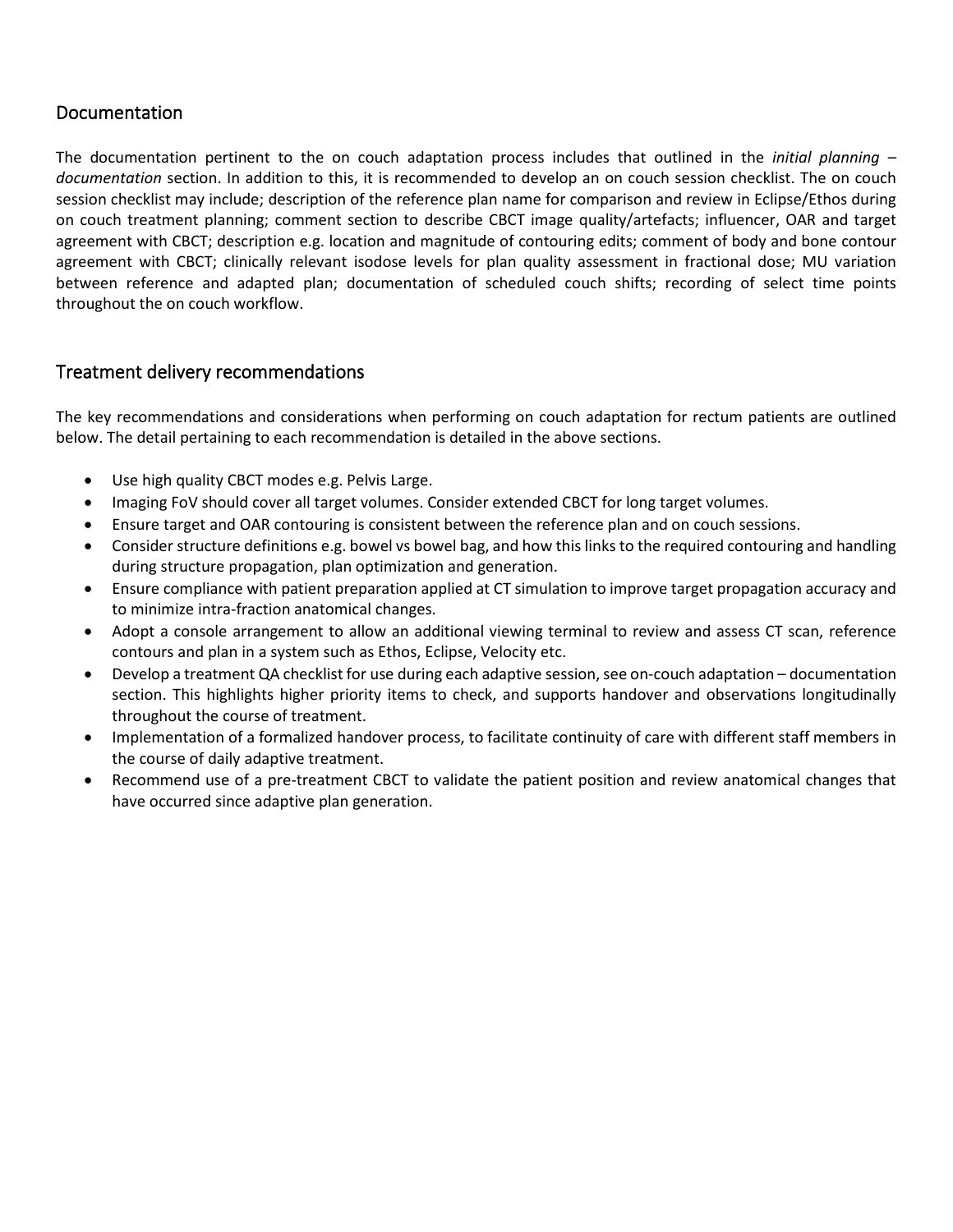## Documentation

The documentation pertinent to the on couch adaptation process includes that outlined in the *initial planning – documentation* section. In addition to this, it is recommended to develop an on couch session checklist. The on couch session checklist may include; description of the reference plan name for comparison and review in Eclipse/Ethos during on couch treatment planning; comment section to describe CBCT image quality/artefacts; influencer, OAR and target agreement with CBCT; description e.g. location and magnitude of contouring edits; comment of body and bone contour agreement with CBCT; clinically relevant isodose levels for plan quality assessment in fractional dose; MU variation between reference and adapted plan; documentation of scheduled couch shifts; recording of select time points throughout the on couch workflow.

## Treatment delivery recommendations

The key recommendations and considerations when performing on couch adaptation for rectum patients are outlined below. The detail pertaining to each recommendation is detailed in the above sections.

- Use high quality CBCT modes e.g. Pelvis Large.
- Imaging FoV should cover all target volumes. Consider extended CBCT for long target volumes.
- Ensure target and OAR contouring is consistent between the reference plan and on couch sessions.
- Consider structure definitions e.g. bowel vs bowel bag, and how this links to the required contouring and handling during structure propagation, plan optimization and generation.
- Ensure compliance with patient preparation applied at CT simulation to improve target propagation accuracy and to minimize intra-fraction anatomical changes.
- Adopt a console arrangement to allow an additional viewing terminal to review and assess CT scan, reference contours and plan in a system such as Ethos, Eclipse, Velocity etc.
- Develop a treatment QA checklist for use during each adaptive session, see on-couch adaptation – documentation section. This highlights higher priority items to check, and supports handover and observations longitudinally throughout the course of treatment.
- Implementation of a formalized handover process, to facilitate continuity of care with different staff members in the course of daily adaptive treatment.
- Recommend use of a pre-treatment CBCT to validate the patient position and review anatomical changes that have occurred since adaptive plan generation.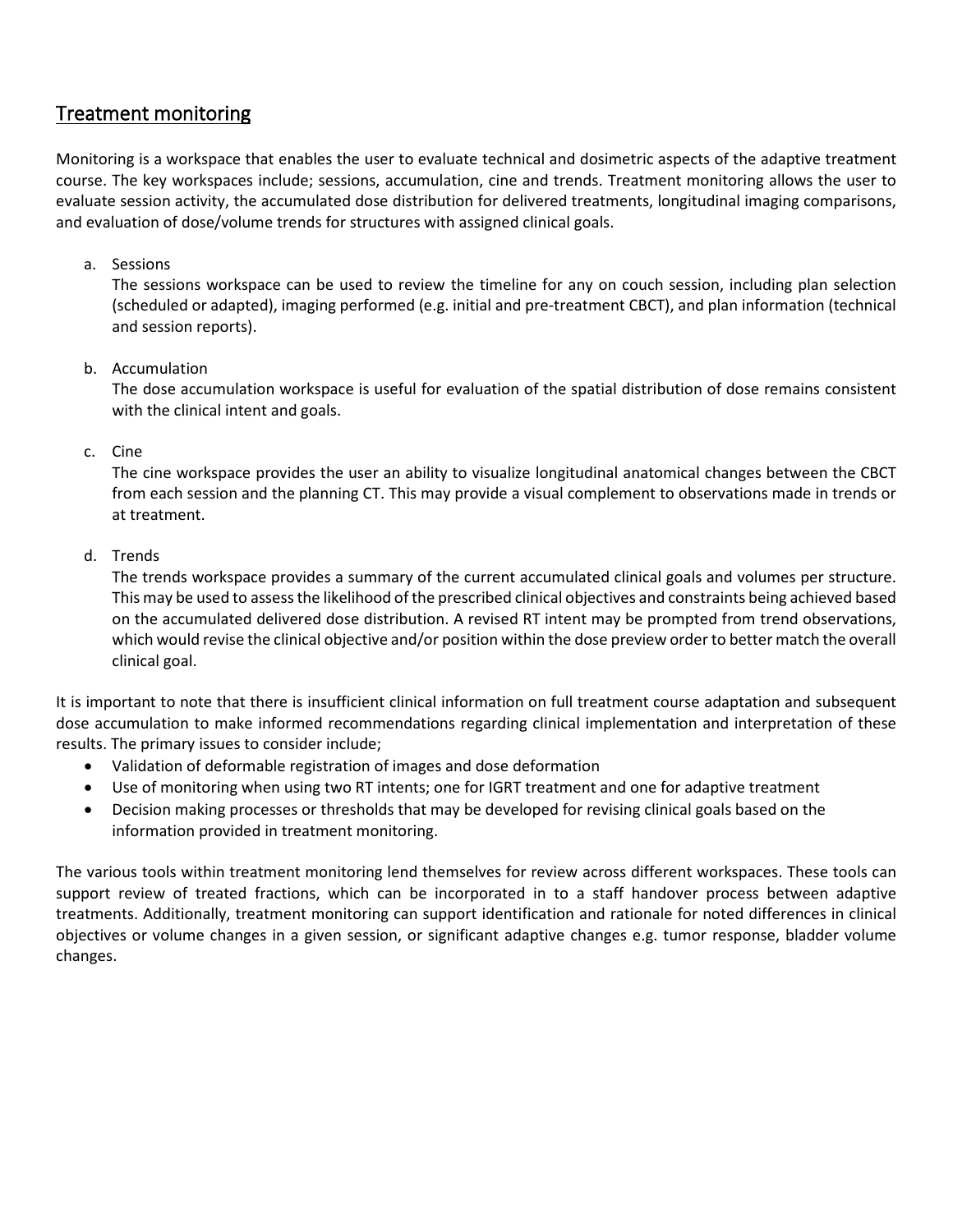## Treatment monitoring

Monitoring is a workspace that enables the user to evaluate technical and dosimetric aspects of the adaptive treatment course. The key workspaces include; sessions, accumulation, cine and trends. Treatment monitoring allows the user to evaluate session activity, the accumulated dose distribution for delivered treatments, longitudinal imaging comparisons, and evaluation of dose/volume trends for structures with assigned clinical goals.

a. Sessions
   The sessions workspace can be used to review the timeline for any on couch session, including plan selection (scheduled or adapted), imaging performed (e.g. initial and pre-treatment CBCT), and plan information (technical and session reports).

b. Accumulation
   The dose accumulation workspace is useful for evaluation of the spatial distribution of dose remains consistent with the clinical intent and goals.

c. Cine
   The cine workspace provides the user an ability to visualize longitudinal anatomical changes between the CBCT from each session and the planning CT. This may provide a visual complement to observations made in trends or at treatment.

d. Trends
   The trends workspace provides a summary of the current accumulated clinical goals and volumes per structure. This may be used to assess the likelihood of the prescribed clinical objectives and constraints being achieved based on the accumulated delivered dose distribution. A revised RT intent may be prompted from trend observations, which would revise the clinical objective and/or position within the dose preview order to better match the overall clinical goal.

It is important to note that there is insufficient clinical information on full treatment course adaptation and subsequent dose accumulation to make informed recommendations regarding clinical implementation and interpretation of these results. The primary issues to consider include;

- Validation of deformable registration of images and dose deformation
- Use of monitoring when using two RT intents; one for IGRT treatment and one for adaptive treatment
- Decision making processes or thresholds that may be developed for revising clinical goals based on the information provided in treatment monitoring.

The various tools within treatment monitoring lend themselves for review across different workspaces. These tools can support review of treated fractions, which can be incorporated in to a staff handover process between adaptive treatments. Additionally, treatment monitoring can support identification and rationale for noted differences in clinical objectives or volume changes in a given session, or significant adaptive changes e.g. tumor response, bladder volume changes.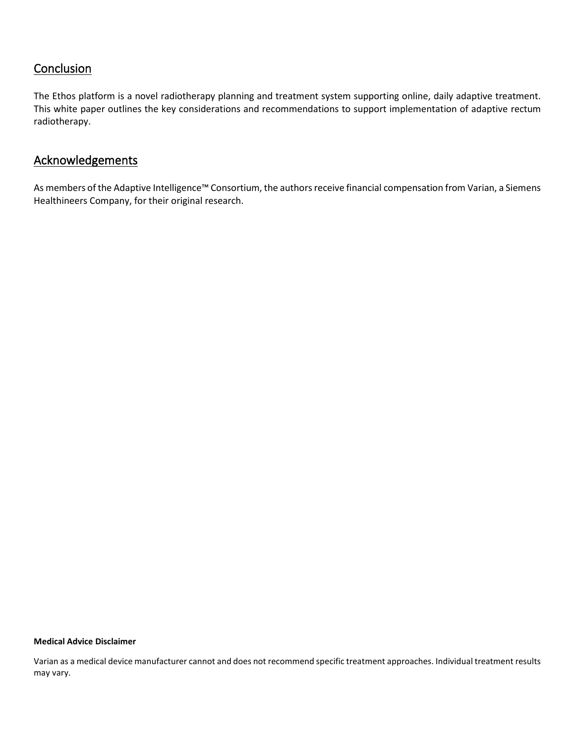## Conclusion

The Ethos platform is a novel radiotherapy planning and treatment system supporting online, daily adaptive treatment. This white paper outlines the key considerations and recommendations to support implementation of adaptive rectum radiotherapy.

## Acknowledgements

As members of the Adaptive Intelligence™ Consortium, the authors receive financial compensation from Varian, a Siemens Healthineers Company, for their original research.

**Medical Advice Disclaimer**

Varian as a medical device manufacturer cannot and does not recommend specific treatment approaches. Individual treatment results may vary.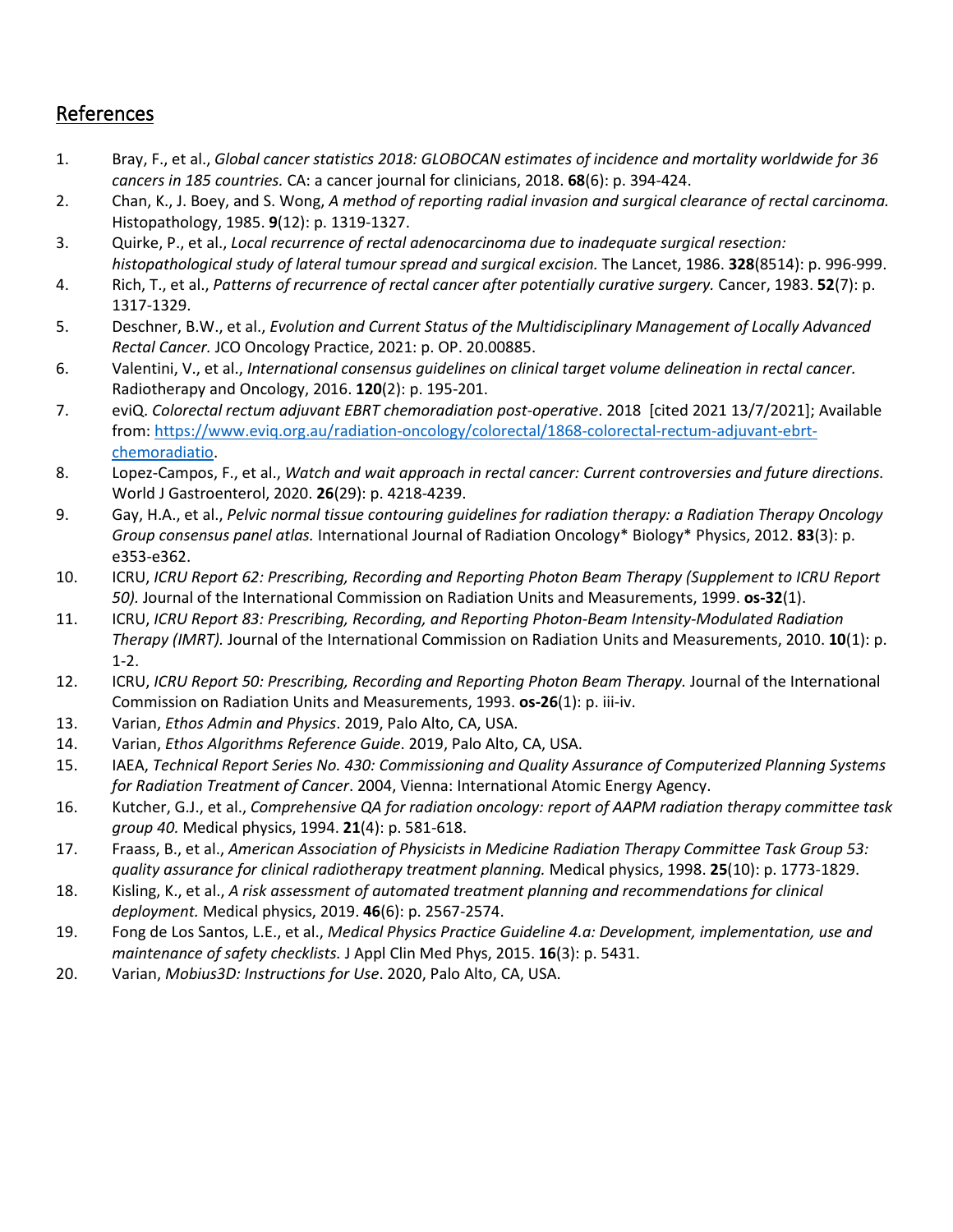## References

1. Bray, F., et al., *Global cancer statistics 2018: GLOBOCAN estimates of incidence and mortality worldwide for 36 cancers in 185 countries.* CA: a cancer journal for clinicians, 2018. **68**(6): p. 394-424.
2. Chan, K., J. Boey, and S. Wong, *A method of reporting radial invasion and surgical clearance of rectal carcinoma.* Histopathology, 1985. **9**(12): p. 1319-1327.
3. Quirke, P., et al., *Local recurrence of rectal adenocarcinoma due to inadequate surgical resection: histopathological study of lateral tumour spread and surgical excision.* The Lancet, 1986. **328**(8514): p. 996-999.
4. Rich, T., et al., *Patterns of recurrence of rectal cancer after potentially curative surgery.* Cancer, 1983. **52**(7): p. 1317-1329.
5. Deschner, B.W., et al., *Evolution and Current Status of the Multidisciplinary Management of Locally Advanced Rectal Cancer.* JCO Oncology Practice, 2021: p. OP. 20.00885.
6. Valentini, V., et al., *International consensus guidelines on clinical target volume delineation in rectal cancer.* Radiotherapy and Oncology, 2016. **120**(2): p. 195-201.
7. eviQ. *Colorectal rectum adjuvant EBRT chemoradiation post-operative*. 2018 [cited 2021 13/7/2021]; Available from: [https://www.eviq.org.au/radiation-oncology/colorectal/1868-colorectal-rectum-adjuvant-ebrt-chemoradiatio](https://www.eviq.org.au/radiation-oncology/colorectal/1868-colorectal-rectum-adjuvant-ebrt-chemoradiatio).
8. Lopez-Campos, F., et al., *Watch and wait approach in rectal cancer: Current controversies and future directions.* World J Gastroenterol, 2020. **26**(29): p. 4218-4239.
9. Gay, H.A., et al., *Pelvic normal tissue contouring guidelines for radiation therapy: a Radiation Therapy Oncology Group consensus panel atlas.* International Journal of Radiation Oncology* Biology* Physics, 2012. **83**(3): p. e353-e362.
10. ICRU, *ICRU Report 62: Prescribing, Recording and Reporting Photon Beam Therapy (Supplement to ICRU Report 50).* Journal of the International Commission on Radiation Units and Measurements, 1999. **os-32**(1).
11. ICRU, *ICRU Report 83: Prescribing, Recording, and Reporting Photon-Beam Intensity-Modulated Radiation Therapy (IMRT).* Journal of the International Commission on Radiation Units and Measurements, 2010. **10**(1): p. 1-2.
12. ICRU, *ICRU Report 50: Prescribing, Recording and Reporting Photon Beam Therapy.* Journal of the International Commission on Radiation Units and Measurements, 1993. **os-26**(1): p. iii-iv.
13. Varian, *Ethos Admin and Physics*. 2019, Palo Alto, CA, USA.
14. Varian, *Ethos Algorithms Reference Guide*. 2019, Palo Alto, CA, USA.
15. IAEA, *Technical Report Series No. 430: Commissioning and Quality Assurance of Computerized Planning Systems for Radiation Treatment of Cancer*. 2004, Vienna: International Atomic Energy Agency.
16. Kutcher, G.J., et al., *Comprehensive QA for radiation oncology: report of AAPM radiation therapy committee task group 40.* Medical physics, 1994. **21**(4): p. 581-618.
17. Fraass, B., et al., *American Association of Physicists in Medicine Radiation Therapy Committee Task Group 53: quality assurance for clinical radiotherapy treatment planning.* Medical physics, 1998. **25**(10): p. 1773-1829.
18. Kisling, K., et al., *A risk assessment of automated treatment planning and recommendations for clinical deployment.* Medical physics, 2019. **46**(6): p. 2567-2574.
19. Fong de Los Santos, L.E., et al., *Medical Physics Practice Guideline 4.a: Development, implementation, use and maintenance of safety checklists.* J Appl Clin Med Phys, 2015. **16**(3): p. 5431.
20. Varian, *Mobius3D: Instructions for Use*. 2020, Palo Alto, CA, USA.